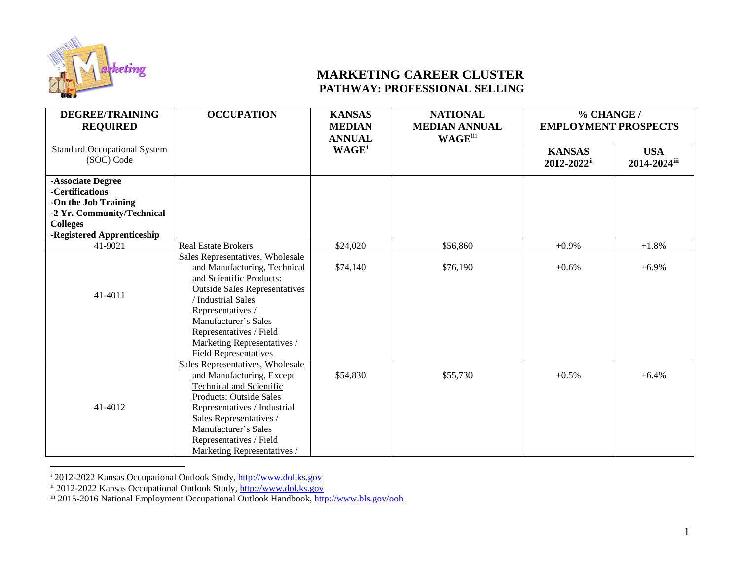# MARKETING CAREER CLUSTER

## PATHWAY: PROFESSIONAL SELLING

| DEGREE/TRAINING REQUIRED<br><br>Standard Occupational System (SOC) Code | OCCUPATION | KANSAS MEDIAN ANNUAL WAGE[i] | NATIONAL MEDIAN ANNUAL WAGE[iii] | % CHANGE / EMPLOYMENT PROSPECTS | |
|---|---|---|---|---|---|
| | | | | KANSAS 2012-2022[ii] | USA 2014-2024[iii] |
| **-Associate Degree**<br>**-Certifications**<br>**-On the Job Training**<br>**-2 Yr. Community/Technical Colleges**<br>**-Registered Apprenticeship** | | | | | |
| 41-9021 | Real Estate Brokers | $24,020 | $56,860 | +0.9% | +1.8% |
| 41-4011 | Sales Representatives, Wholesale and Manufacturing, Technical and Scientific Products: Outside Sales Representatives / Industrial Sales Representatives / Manufacturer's Sales Representatives / Field Marketing Representatives / Field Representatives | $74,140 | $76,190 | +0.6% | +6.9% |
| 41-4012 | Sales Representatives, Wholesale and Manufacturing, Except Technical and Scientific Products: Outside Sales Representatives / Industrial Sales Representatives / Manufacturer's Sales Representatives / Field Marketing Representatives / | $54,830 | $55,730 | +0.5% | +6.4% |

[i] 2012-2022 Kansas Occupational Outlook Study, http://www.dol.ks.gov

[ii] 2012-2022 Kansas Occupational Outlook Study, http://www.dol.ks.gov

[iii] 2015-2016 National Employment Occupational Outlook Handbook, http://www.bls.gov/ooh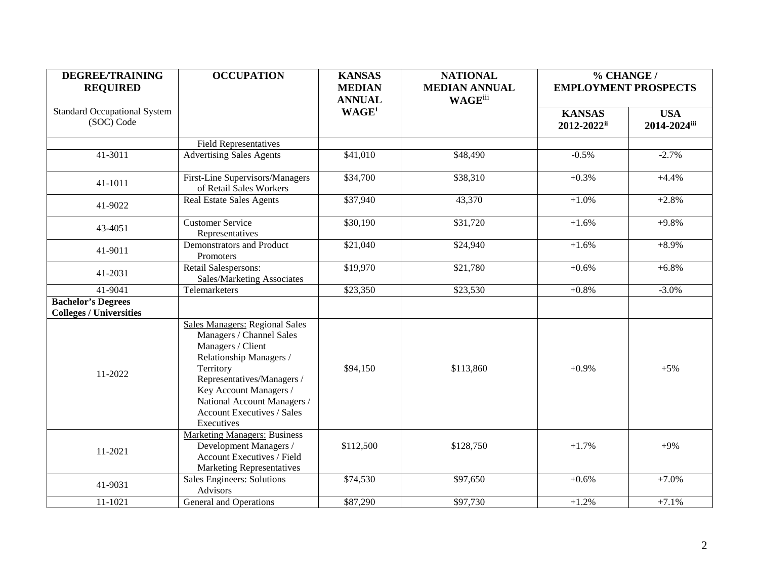| DEGREE/TRAINING REQUIRED<br><br>Standard Occupational System (SOC) Code | OCCUPATION | KANSAS MEDIAN ANNUAL WAGE[i] | NATIONAL MEDIAN ANNUAL WAGE[iii] | % CHANGE / EMPLOYMENT PROSPECTS | |
|---|---|---|---|---|---|
| | | | | KANSAS 2012-2022[ii] | USA 2014-2024[iii] |
| | Field Representatives | | | | |
| 41-3011 | Advertising Sales Agents | $41,010 | $48,490 | -0.5% | -2.7% |
| 41-1011 | First-Line Supervisors/Managers of Retail Sales Workers | $34,700 | $38,310 | +0.3% | +4.4% |
| 41-9022 | Real Estate Sales Agents | $37,940 | 43,370 | +1.0% | +2.8% |
| 43-4051 | Customer Service Representatives | $30,190 | $31,720 | +1.6% | +9.8% |
| 41-9011 | Demonstrators and Product Promoters | $21,040 | $24,940 | +1.6% | +8.9% |
| 41-2031 | Retail Salespersons: Sales/Marketing Associates | $19,970 | $21,780 | +0.6% | +6.8% |
| 41-9041 | Telemarketers | $23,350 | $23,530 | +0.8% | -3.0% |
| **Bachelor's Degrees Colleges / Universities** | | | | | |
| 11-2022 | Sales Managers: Regional Sales Managers / Channel Sales Managers / Client Relationship Managers / Territory Representatives/Managers / Key Account Managers / National Account Managers / Account Executives / Sales Executives | $94,150 | $113,860 | +0.9% | +5% |
| 11-2021 | Marketing Managers: Business Development Managers / Account Executives / Field Marketing Representatives | $112,500 | $128,750 | +1.7% | +9% |
| 41-9031 | Sales Engineers: Solutions Advisors | $74,530 | $97,650 | +0.6% | +7.0% |
| 11-1021 | General and Operations | $87,290 | $97,730 | +1.2% | +7.1% |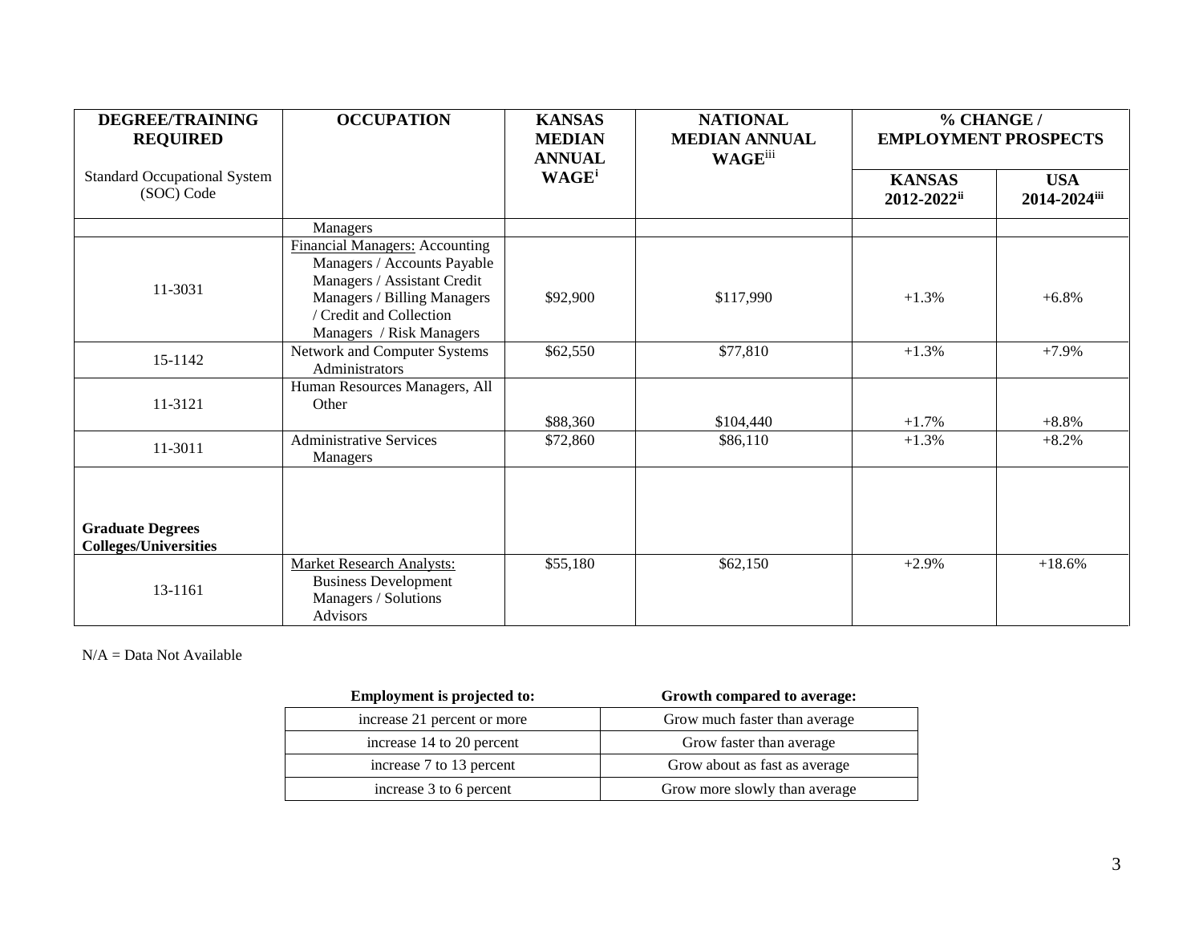| DEGREE/TRAINING REQUIRED<br><br>Standard Occupational System (SOC) Code | OCCUPATION | KANSAS MEDIAN ANNUAL WAGE[i] | NATIONAL MEDIAN ANNUAL WAGE[iii] | % CHANGE / EMPLOYMENT PROSPECTS | |
|---|---|---|---|---|---|
| | | | | KANSAS 2012-2022[ii] | USA 2014-2024[iii] |
| | Managers | | | | |
| 11-3031 | Financial Managers: Accounting Managers / Accounts Payable Managers / Assistant Credit Managers / Billing Managers / Credit and Collection Managers / Risk Managers | $92,900 | $117,990 | +1.3% | +6.8% |
| 15-1142 | Network and Computer Systems Administrators | $62,550 | $77,810 | +1.3% | +7.9% |
| 11-3121 | Human Resources Managers, All Other | $88,360 | $104,440 | +1.7% | +8.8% |
| 11-3011 | Administrative Services Managers | $72,860 | $86,110 | +1.3% | +8.2% |
| **Graduate Degrees Colleges/Universities** | | | | | |
| 13-1161 | Market Research Analysts: Business Development Managers / Solutions Advisors | $55,180 | $62,150 | +2.9% | +18.6% |

N/A = Data Not Available

| Employment is projected to: | Growth compared to average: |
|---|---|
| increase 21 percent or more | Grow much faster than average |
| increase 14 to 20 percent | Grow faster than average |
| increase 7 to 13 percent | Grow about as fast as average |
| increase 3 to 6 percent | Grow more slowly than average |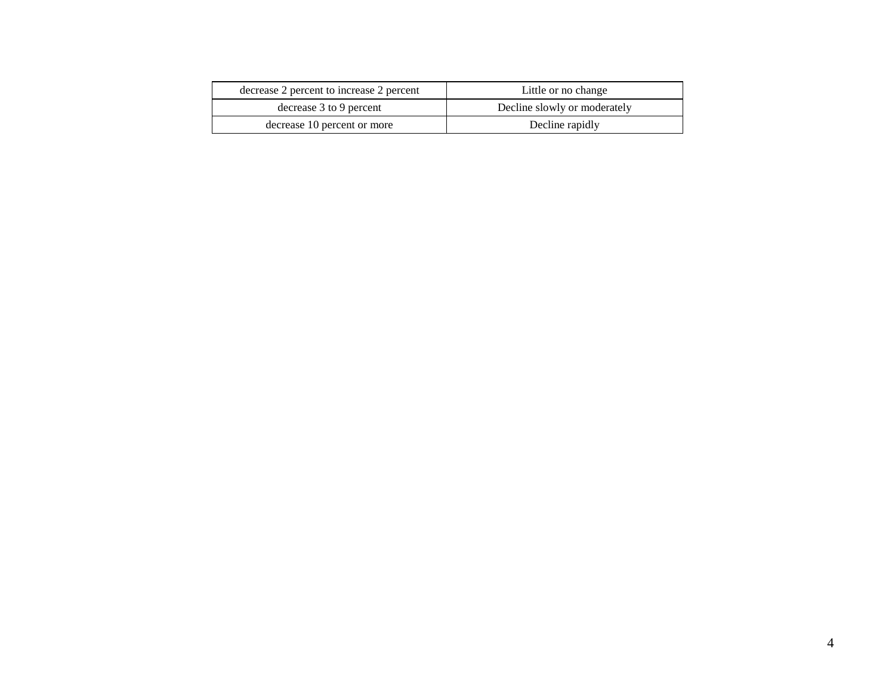| | |
|---|---|
| decrease 2 percent to increase 2 percent | Little or no change |
| decrease 3 to 9 percent | Decline slowly or moderately |
| decrease 10 percent or more | Decline rapidly |